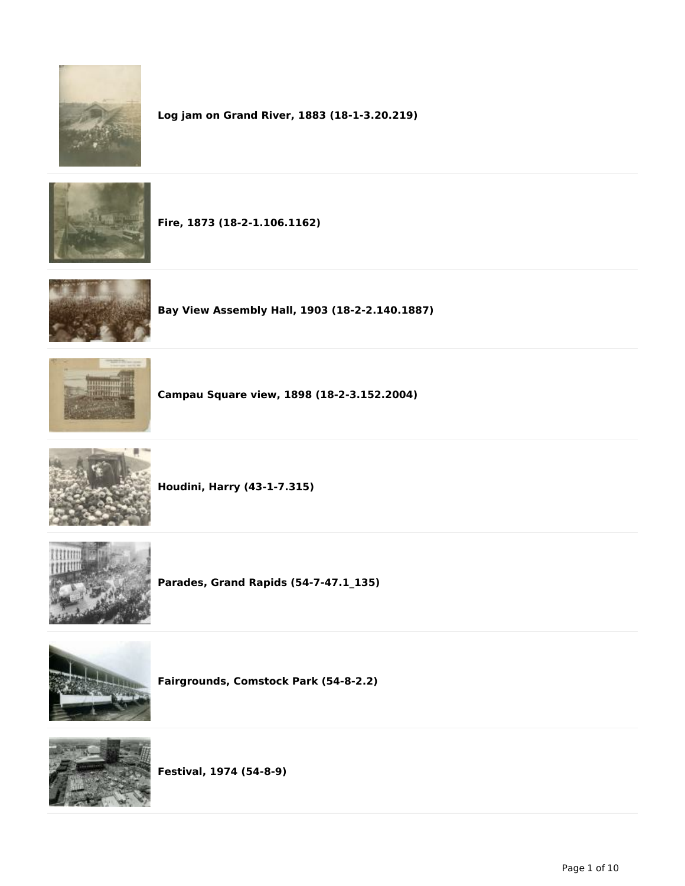**Log jam on Grand River, 1883 (18-1-3.20.219)**

**Fire, 1873 (18-2-1.106.1162)**

**Bay View Assembly Hall, 1903 (18-2-2.140.1887)**

**Campau Square view, 1898 (18-2-3.152.2004)**

**Houdini, Harry (43-1-7.315)**

**Parades, Grand Rapids (54-7-47.1_135)**

**Fairgrounds, Comstock Park (54-8-2.2)**

**Festival, 1974 (54-8-9)**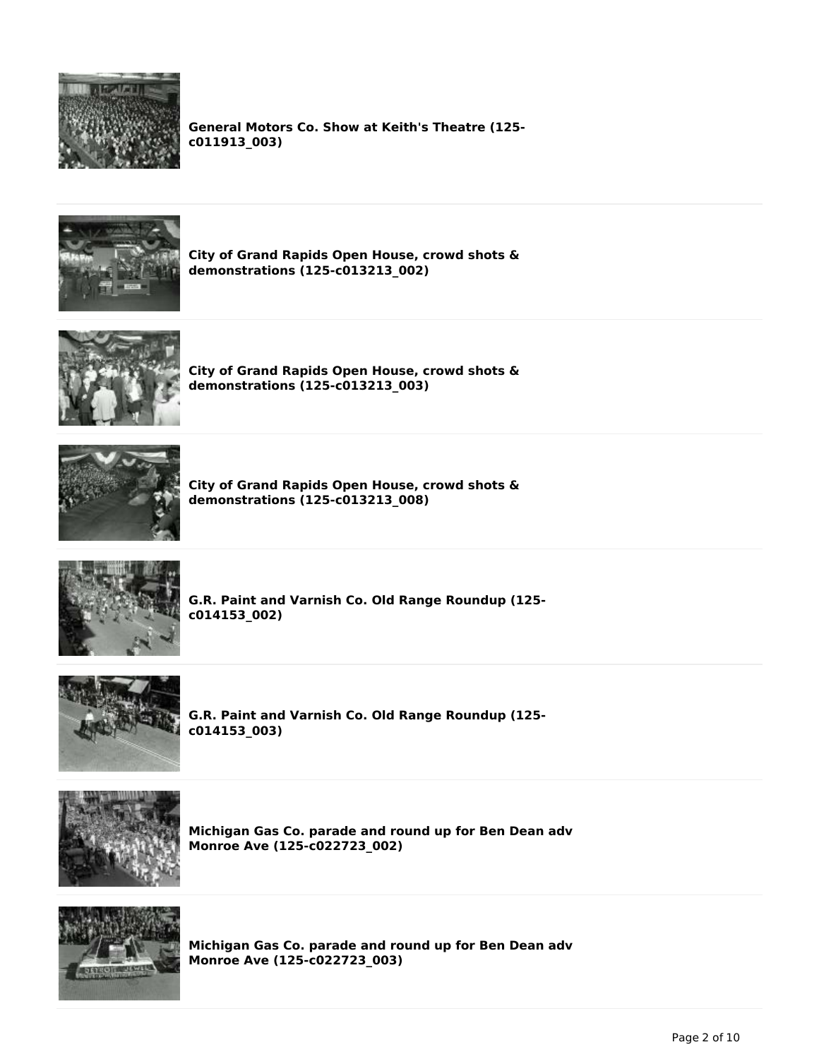**General Motors Co. Show at Keith's Theatre (125-c011913_003)**

**City of Grand Rapids Open House, crowd shots & demonstrations (125-c013213_002)**

**City of Grand Rapids Open House, crowd shots & demonstrations (125-c013213_003)**

**City of Grand Rapids Open House, crowd shots & demonstrations (125-c013213_008)**

**G.R. Paint and Varnish Co. Old Range Roundup (125-c014153_002)**

**G.R. Paint and Varnish Co. Old Range Roundup (125-c014153_003)**

**Michigan Gas Co. parade and round up for Ben Dean adv Monroe Ave (125-c022723_002)**

**Michigan Gas Co. parade and round up for Ben Dean adv Monroe Ave (125-c022723_003)**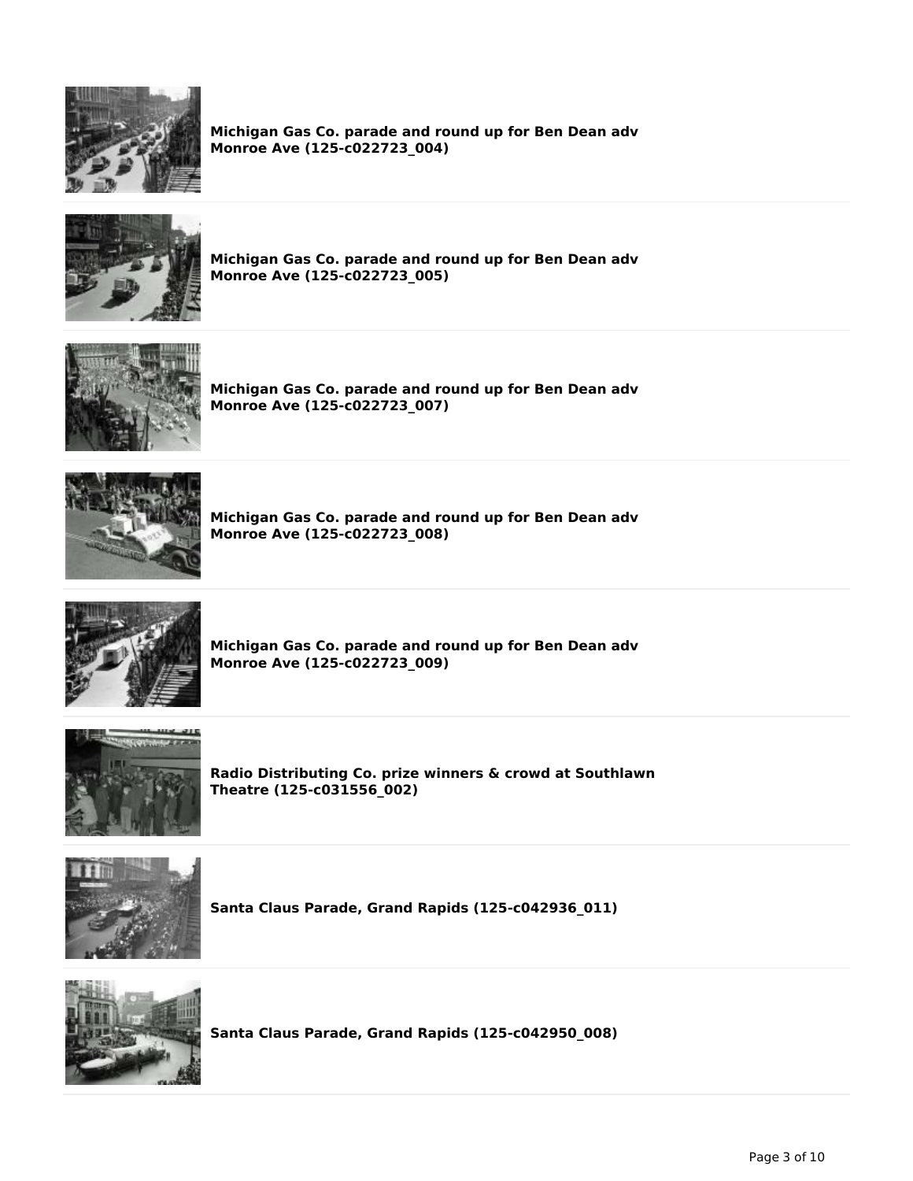**Michigan Gas Co. parade and round up for Ben Dean adv Monroe Ave (125-c022723_004)**

**Michigan Gas Co. parade and round up for Ben Dean adv Monroe Ave (125-c022723_005)**

**Michigan Gas Co. parade and round up for Ben Dean adv Monroe Ave (125-c022723_007)**

**Michigan Gas Co. parade and round up for Ben Dean adv Monroe Ave (125-c022723_008)**

**Michigan Gas Co. parade and round up for Ben Dean adv Monroe Ave (125-c022723_009)**

**Radio Distributing Co. prize winners & crowd at Southlawn Theatre (125-c031556_002)**

**Santa Claus Parade, Grand Rapids (125-c042936_011)**

**Santa Claus Parade, Grand Rapids (125-c042950_008)**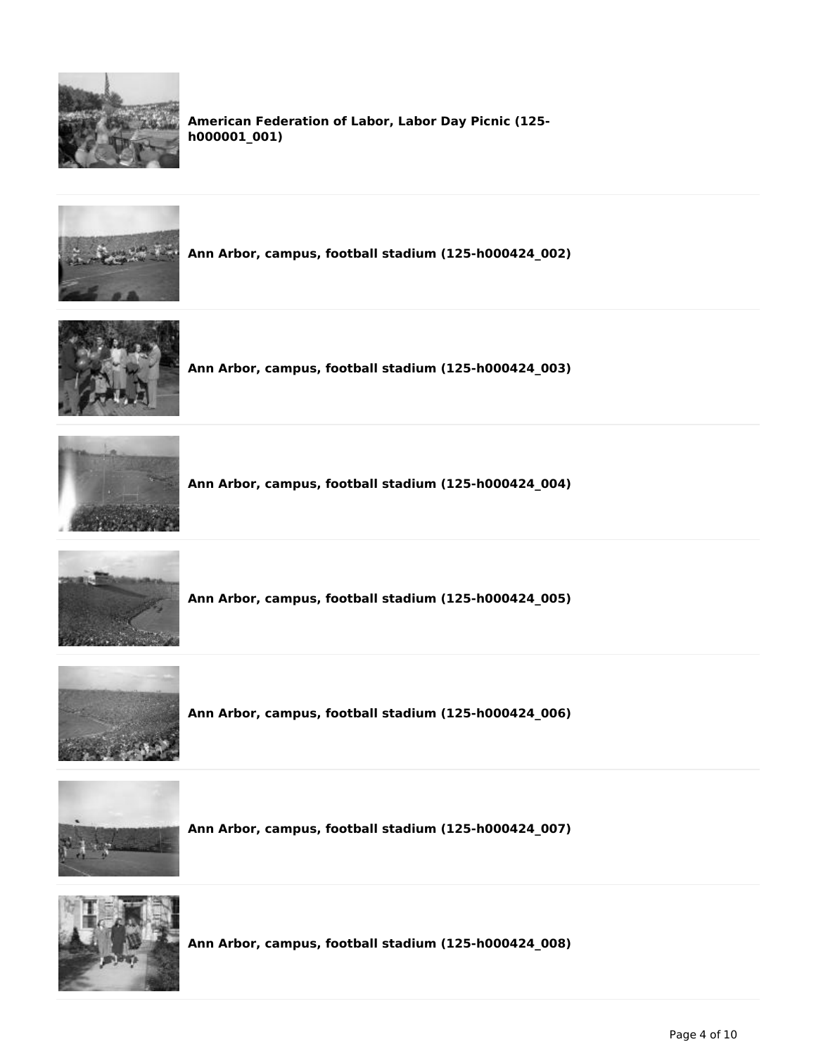**American Federation of Labor, Labor Day Picnic (125-h000001_001)**

**Ann Arbor, campus, football stadium (125-h000424_002)**

**Ann Arbor, campus, football stadium (125-h000424_003)**

**Ann Arbor, campus, football stadium (125-h000424_004)**

**Ann Arbor, campus, football stadium (125-h000424_005)**

**Ann Arbor, campus, football stadium (125-h000424_006)**

**Ann Arbor, campus, football stadium (125-h000424_007)**

**Ann Arbor, campus, football stadium (125-h000424_008)**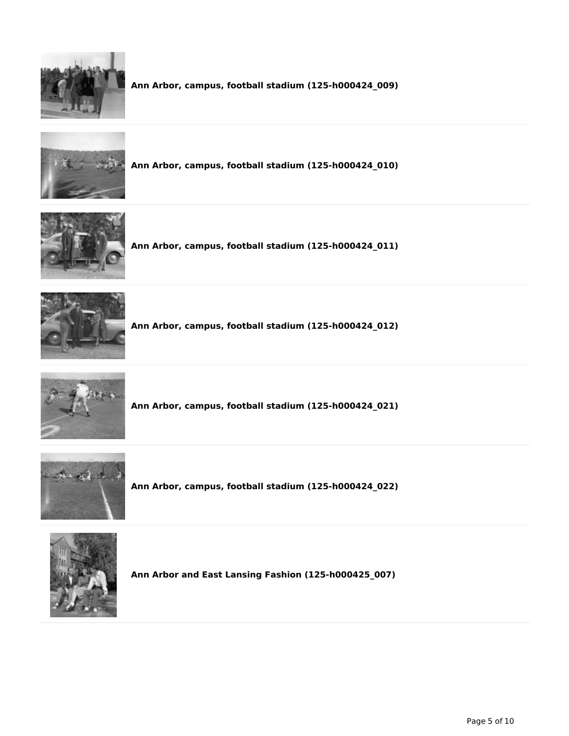**Ann Arbor, campus, football stadium (125-h000424_009)**

**Ann Arbor, campus, football stadium (125-h000424_010)**

**Ann Arbor, campus, football stadium (125-h000424_011)**

**Ann Arbor, campus, football stadium (125-h000424_012)**

**Ann Arbor, campus, football stadium (125-h000424_021)**

**Ann Arbor, campus, football stadium (125-h000424_022)**

**Ann Arbor and East Lansing Fashion (125-h000425_007)**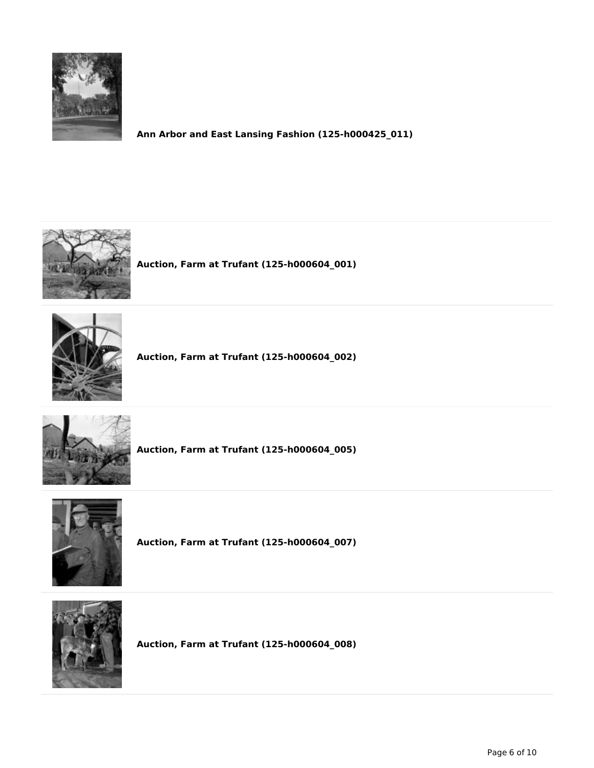**Ann Arbor and East Lansing Fashion (125-h000425_011)**

**Auction, Farm at Trufant (125-h000604_001)**

**Auction, Farm at Trufant (125-h000604_002)**

**Auction, Farm at Trufant (125-h000604_005)**

**Auction, Farm at Trufant (125-h000604_007)**

**Auction, Farm at Trufant (125-h000604_008)**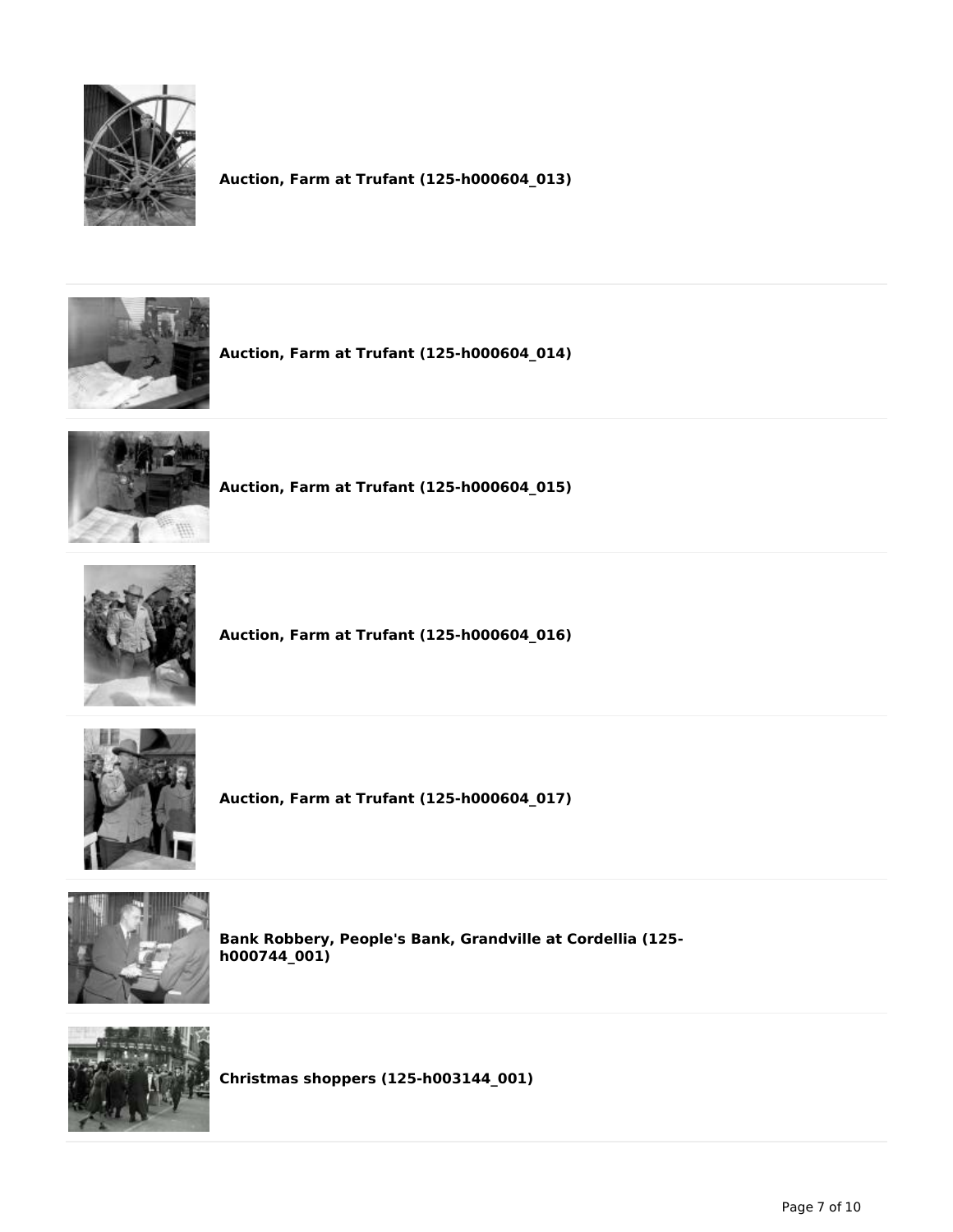**Auction, Farm at Trufant (125-h000604_013)**

**Auction, Farm at Trufant (125-h000604_014)**

**Auction, Farm at Trufant (125-h000604_015)**

**Auction, Farm at Trufant (125-h000604_016)**

**Auction, Farm at Trufant (125-h000604_017)**

**Bank Robbery, People's Bank, Grandville at Cordellia (125-h000744_001)**

**Christmas shoppers (125-h003144_001)**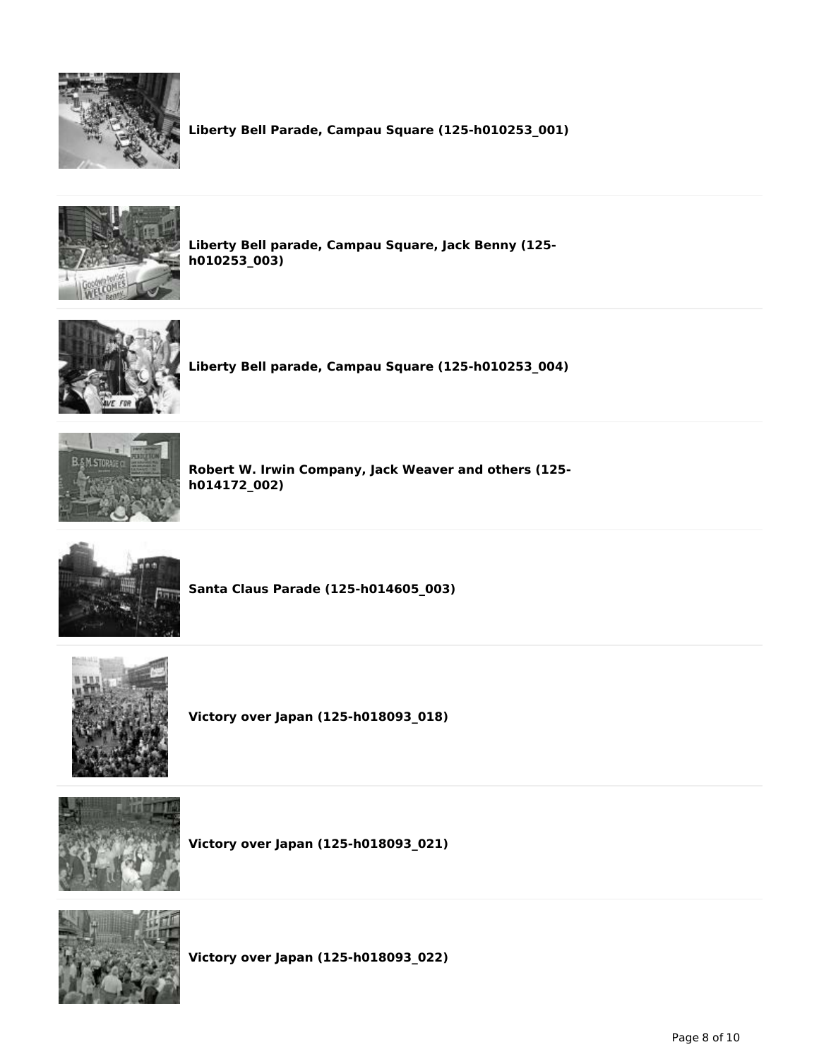**Liberty Bell Parade, Campau Square (125-h010253_001)**

**Liberty Bell parade, Campau Square, Jack Benny (125-h010253_003)**

**Liberty Bell parade, Campau Square (125-h010253_004)**

**Robert W. Irwin Company, Jack Weaver and others (125-h014172_002)**

**Santa Claus Parade (125-h014605_003)**

**Victory over Japan (125-h018093_018)**

**Victory over Japan (125-h018093_021)**

**Victory over Japan (125-h018093_022)**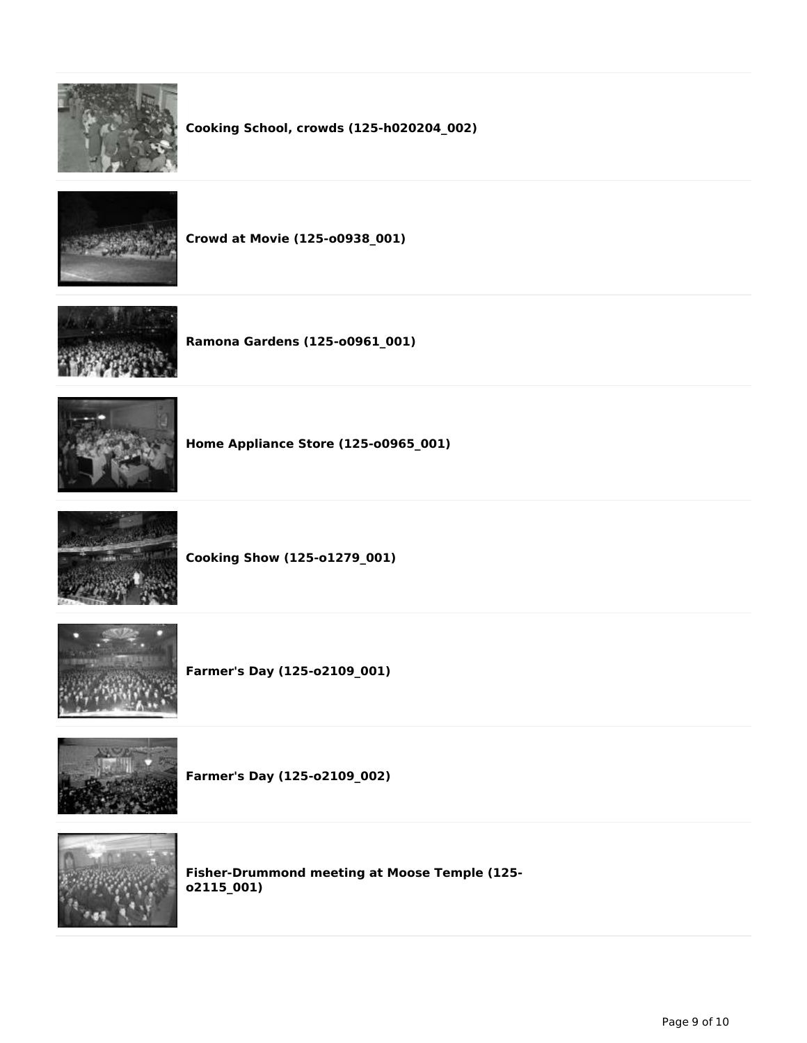**Cooking School, crowds (125-h020204_002)**

**Crowd at Movie (125-o0938_001)**

**Ramona Gardens (125-o0961_001)**

**Home Appliance Store (125-o0965_001)**

**Cooking Show (125-o1279_001)**

**Farmer's Day (125-o2109_001)**

**Farmer's Day (125-o2109_002)**

**Fisher-Drummond meeting at Moose Temple (125-o2115_001)**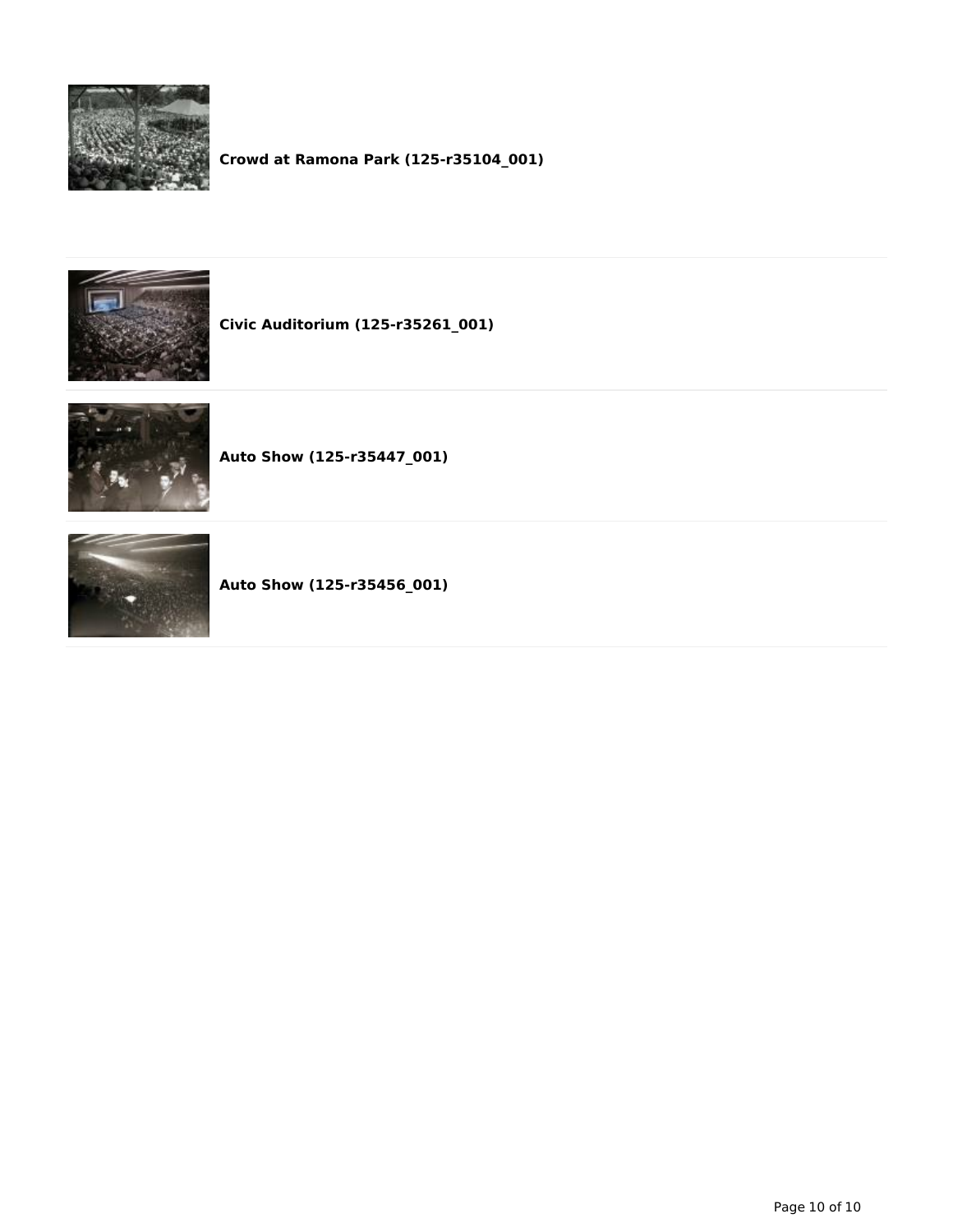**Crowd at Ramona Park (125-r35104_001)**

---

**Civic Auditorium (125-r35261_001)**

---

**Auto Show (125-r35447_001)**

---

**Auto Show (125-r35456_001)**

---